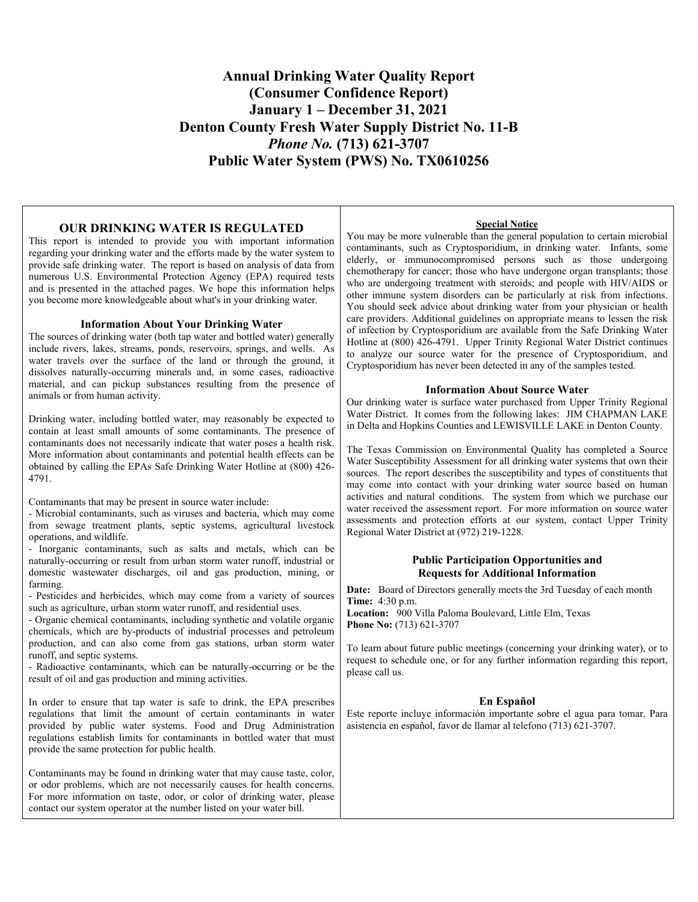# Annual Drinking Water Quality Report
# (Consumer Confidence Report)
# January 1 – December 31, 2021
# Denton County Fresh Water Supply District No. 11-B
# *Phone No.* (713) 621-3707
# Public Water System (PWS) No. TX0610256

## OUR DRINKING WATER IS REGULATED

This report is intended to provide you with important information regarding your drinking water and the efforts made by the water system to provide safe drinking water. The report is based on analysis of data from numerous U.S. Environmental Protection Agency (EPA) required tests and is presented in the attached pages. We hope this information helps you become more knowledgeable about what's in your drinking water.

### Information About Your Drinking Water

The sources of drinking water (both tap water and bottled water) generally include rivers, lakes, streams, ponds, reservoirs, springs, and wells. As water travels over the surface of the land or through the ground, it dissolves naturally-occurring minerals and, in some cases, radioactive material, and can pickup substances resulting from the presence of animals or from human activity.

Drinking water, including bottled water, may reasonably be expected to contain at least small amounts of some contaminants. The presence of contaminants does not necessarily indicate that water poses a health risk. More information about contaminants and potential health effects can be obtained by calling the EPAs Safe Drinking Water Hotline at (800) 426-4791.

Contaminants that may be present in source water include:

- Microbial contaminants, such as viruses and bacteria, which may come from sewage treatment plants, septic systems, agricultural livestock operations, and wildlife.
- Inorganic contaminants, such as salts and metals, which can be naturally-occurring or result from urban storm water runoff, industrial or domestic wastewater discharges, oil and gas production, mining, or farming.
- Pesticides and herbicides, which may come from a variety of sources such as agriculture, urban storm water runoff, and residential uses.
- Organic chemical contaminants, including synthetic and volatile organic chemicals, which are by-products of industrial processes and petroleum production, and can also come from gas stations, urban storm water runoff, and septic systems.
- Radioactive contaminants, which can be naturally-occurring or be the result of oil and gas production and mining activities.

In order to ensure that tap water is safe to drink, the EPA prescribes regulations that limit the amount of certain contaminants in water provided by public water systems. Food and Drug Administration regulations establish limits for contaminants in bottled water that must provide the same protection for public health.

Contaminants may be found in drinking water that may cause taste, color, or odor problems, which are not necessarily causes for health concerns. For more information on taste, odor, or color of drinking water, please contact our system operator at the number listed on your water bill.

### Special Notice

You may be more vulnerable than the general population to certain microbial contaminants, such as Cryptosporidium, in drinking water. Infants, some elderly, or immunocompromised persons such as those undergoing chemotherapy for cancer; those who have undergone organ transplants; those who are undergoing treatment with steroids; and people with HIV/AIDS or other immune system disorders can be particularly at risk from infections. You should seek advice about drinking water from your physician or health care providers. Additional guidelines on appropriate means to lessen the risk of infection by Cryptosporidium are available from the Safe Drinking Water Hotline at (800) 426-4791. Upper Trinity Regional Water District continues to analyze our source water for the presence of Cryptosporidium, and Cryptosporidium has never been detected in any of the samples tested.

### Information About Source Water

Our drinking water is surface water purchased from Upper Trinity Regional Water District. It comes from the following lakes: JIM CHAPMAN LAKE in Delta and Hopkins Counties and LEWISVILLE LAKE in Denton County.

The Texas Commission on Environmental Quality has completed a Source Water Susceptibility Assessment for all drinking water systems that own their sources. The report describes the susceptibility and types of constituents that may come into contact with your drinking water source based on human activities and natural conditions. The system from which we purchase our water received the assessment report. For more information on source water assessments and protection efforts at our system, contact Upper Trinity Regional Water District at (972) 219-1228.

### Public Participation Opportunities and Requests for Additional Information

**Date:** Board of Directors generally meets the 3rd Tuesday of each month
**Time:** 4:30 p.m.
**Location:** 900 Villa Paloma Boulevard, Little Elm, Texas
**Phone No:** (713) 621-3707

To learn about future public meetings (concerning your drinking water), or to request to schedule one, or for any further information regarding this report, please call us.

### En Español

Este reporte incluye información importante sobre el agua para tomar. Para asistencia en español, favor de llamar al telefono (713) 621-3707.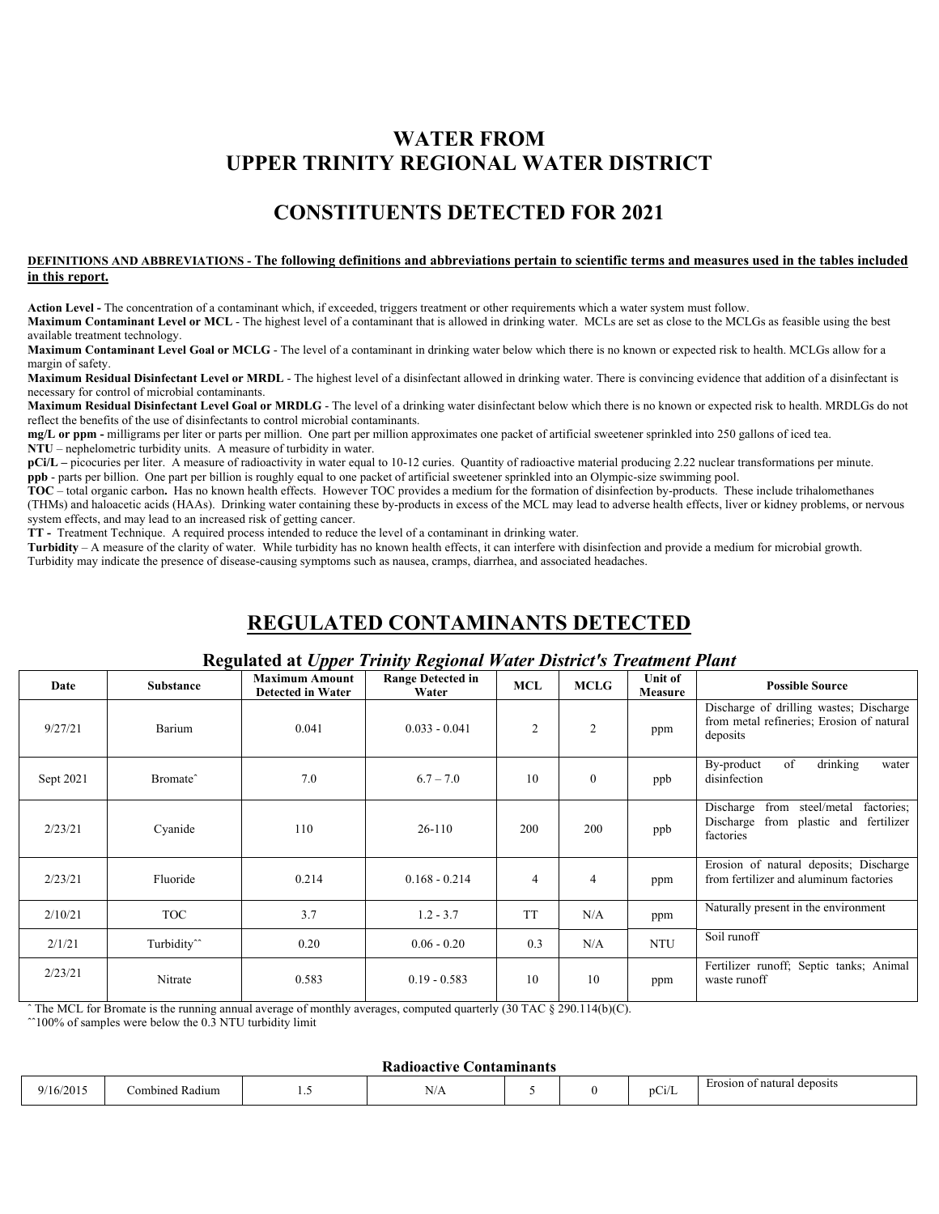# WATER FROM UPPER TRINITY REGIONAL WATER DISTRICT

## CONSTITUENTS DETECTED FOR 2021

**DEFINITIONS AND ABBREVIATIONS - The following definitions and abbreviations pertain to scientific terms and measures used in the tables included in this report.**

**Action Level -** The concentration of a contaminant which, if exceeded, triggers treatment or other requirements which a water system must follow.

**Maximum Contaminant Level or MCL** - The highest level of a contaminant that is allowed in drinking water. MCLs are set as close to the MCLGs as feasible using the best available treatment technology.

**Maximum Contaminant Level Goal or MCLG** - The level of a contaminant in drinking water below which there is no known or expected risk to health. MCLGs allow for a margin of safety.

**Maximum Residual Disinfectant Level or MRDL** - The highest level of a disinfectant allowed in drinking water. There is convincing evidence that addition of a disinfectant is necessary for control of microbial contaminants.

**Maximum Residual Disinfectant Level Goal or MRDLG** - The level of a drinking water disinfectant below which there is no known or expected risk to health. MRDLGs do not reflect the benefits of the use of disinfectants to control microbial contaminants.

**mg/L or ppm -** milligrams per liter or parts per million. One part per million approximates one packet of artificial sweetener sprinkled into 250 gallons of iced tea.

**NTU** – nephelometric turbidity units. A measure of turbidity in water.

**pCi/L –** picocuries per liter. A measure of radioactivity in water equal to $10^{-12}$ curies. Quantity of radioactive material producing 2.22 nuclear transformations per minute.

**ppb** - parts per billion. One part per billion is roughly equal to one packet of artificial sweetener sprinkled into an Olympic-size swimming pool.

**TOC** – total organic carbon**.** Has no known health effects. However TOC provides a medium for the formation of disinfection by-products. These include trihalomethanes (THMs) and haloacetic acids (HAAs). Drinking water containing these by-products in excess of the MCL may lead to adverse health effects, liver or kidney problems, or nervous system effects, and may lead to an increased risk of getting cancer.

**TT -** Treatment Technique. A required process intended to reduce the level of a contaminant in drinking water.

**Turbidity** – A measure of the clarity of water. While turbidity has no known health effects, it can interfere with disinfection and provide a medium for microbial growth. Turbidity may indicate the presence of disease-causing symptoms such as nausea, cramps, diarrhea, and associated headaches.

## REGULATED CONTAMINANTS DETECTED

### Regulated at *Upper Trinity Regional Water District's Treatment Plant*

| Date | Substance | Maximum Amount Detected in Water | Range Detected in Water | MCL | MCLG | Unit of Measure | Possible Source |
|---|---|---|---|---|---|---|---|
| 9/27/21 | Barium | 0.041 | 0.033 - 0.041 | 2 | 2 | ppm | Discharge of drilling wastes; Discharge from metal refineries; Erosion of natural deposits |
| Sept 2021 | Bromate^ | 7.0 | 6.7 – 7.0 | 10 | 0 | ppb | By-product of drinking water disinfection |
| 2/23/21 | Cyanide | 110 | 26-110 | 200 | 200 | ppb | Discharge from steel/metal factories; Discharge from plastic and fertilizer factories |
| 2/23/21 | Fluoride | 0.214 | 0.168 - 0.214 | 4 | 4 | ppm | Erosion of natural deposits; Discharge from fertilizer and aluminum factories |
| 2/10/21 | TOC | 3.7 | 1.2 - 3.7 | TT | N/A | ppm | Naturally present in the environment |
| 2/1/21 | Turbidity^^ | 0.20 | 0.06 - 0.20 | 0.3 | N/A | NTU | Soil runoff |
| 2/23/21 | Nitrate | 0.583 | 0.19 - 0.583 | 10 | 10 | ppm | Fertilizer runoff; Septic tanks; Animal waste runoff |

^ The MCL for Bromate is the running annual average of monthly averages, computed quarterly (30 TAC § 290.114(b)(C).

^^100% of samples were below the 0.3 NTU turbidity limit

### Radioactive Contaminants

| Date | Substance | Maximum Amount Detected in Water | Range Detected in Water | MCL | MCLG | Unit of Measure | Possible Source |
|---|---|---|---|---|---|---|---|
| 9/16/2015 | Combined Radium | 1.5 | N/A | 5 | 0 | pCi/L | Erosion of natural deposits |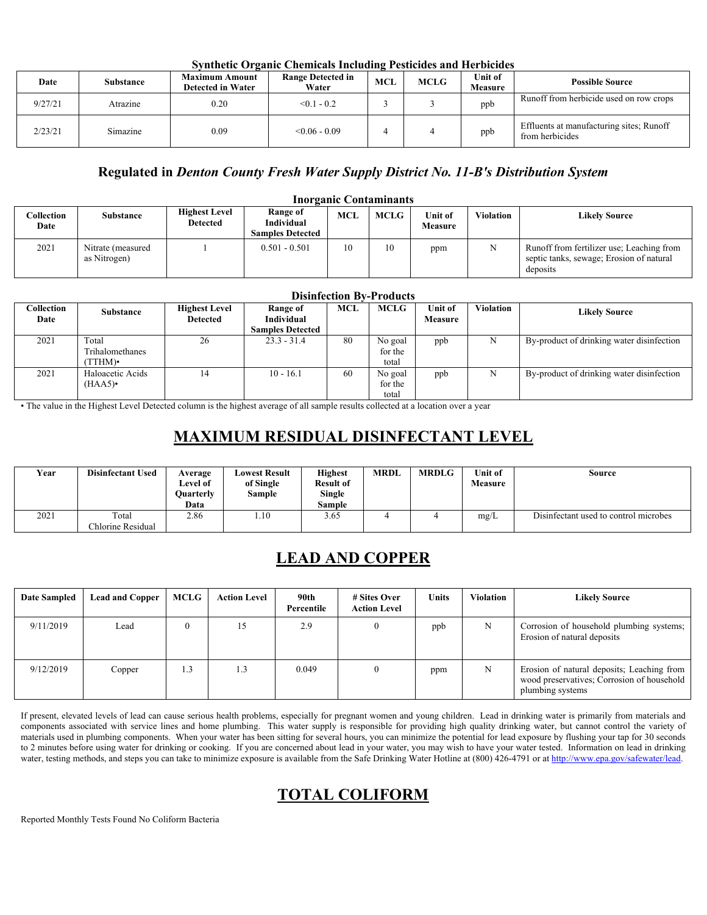### Synthetic Organic Chemicals Including Pesticides and Herbicides

| Date | Substance | Maximum Amount Detected in Water | Range Detected in Water | MCL | MCLG | Unit of Measure | Possible Source |
|---|---|---|---|---|---|---|---|
| 9/27/21 | Atrazine | 0.20 | <0.1 - 0.2 | 3 | 3 | ppb | Runoff from herbicide used on row crops |
| 2/23/21 | Simazine | 0.09 | <0.06 - 0.09 | 4 | 4 | ppb | Effluents at manufacturing sites; Runoff from herbicides |

## Regulated in *Denton County Fresh Water Supply District No. 11-B's Distribution System*

### Inorganic Contaminants

| Collection Date | Substance | Highest Level Detected | Range of Individual Samples Detected | MCL | MCLG | Unit of Measure | Violation | Likely Source |
|---|---|---|---|---|---|---|---|---|
| 2021 | Nitrate (measured as Nitrogen) | 1 | 0.501 - 0.501 | 10 | 10 | ppm | N | Runoff from fertilizer use; Leaching from septic tanks, sewage; Erosion of natural deposits |

### Disinfection By-Products

| Collection Date | Substance | Highest Level Detected | Range of Individual Samples Detected | MCL | MCLG | Unit of Measure | Violation | Likely Source |
|---|---|---|---|---|---|---|---|---|
| 2021 | Total Trihalomethanes (TTHM)• | 26 | 23.3 - 31.4 | 80 | No goal for the total | ppb | N | By-product of drinking water disinfection |
| 2021 | Haloacetic Acids (HAA5)• | 14 | 10 - 16.1 | 60 | No goal for the total | ppb | N | By-product of drinking water disinfection |

• The value in the Highest Level Detected column is the highest average of all sample results collected at a location over a year

## MAXIMUM RESIDUAL DISINFECTANT LEVEL

| Year | Disinfectant Used | Average Level of Quarterly Data | Lowest Result of Single Sample | Highest Result of Single Sample | MRDL | MRDLG | Unit of Measure | Source |
|---|---|---|---|---|---|---|---|---|
| 2021 | Total Chlorine Residual | 2.86 | 1.10 | 3.65 | 4 | 4 | mg/L | Disinfectant used to control microbes |

## LEAD AND COPPER

| Date Sampled | Lead and Copper | MCLG | Action Level | 90th Percentile | # Sites Over Action Level | Units | Violation | Likely Source |
|---|---|---|---|---|---|---|---|---|
| 9/11/2019 | Lead | 0 | 15 | 2.9 | 0 | ppb | N | Corrosion of household plumbing systems; Erosion of natural deposits |
| 9/12/2019 | Copper | 1.3 | 1.3 | 0.049 | 0 | ppm | N | Erosion of natural deposits; Leaching from wood preservatives; Corrosion of household plumbing systems |

If present, elevated levels of lead can cause serious health problems, especially for pregnant women and young children. Lead in drinking water is primarily from materials and components associated with service lines and home plumbing. This water supply is responsible for providing high quality drinking water, but cannot control the variety of materials used in plumbing components. When your water has been sitting for several hours, you can minimize the potential for lead exposure by flushing your tap for 30 seconds to 2 minutes before using water for drinking or cooking. If you are concerned about lead in your water, you may wish to have your water tested. Information on lead in drinking water, testing methods, and steps you can take to minimize exposure is available from the Safe Drinking Water Hotline at (800) 426-4791 or at http://www.epa.gov/safewater/lead.

## TOTAL COLIFORM

Reported Monthly Tests Found No Coliform Bacteria